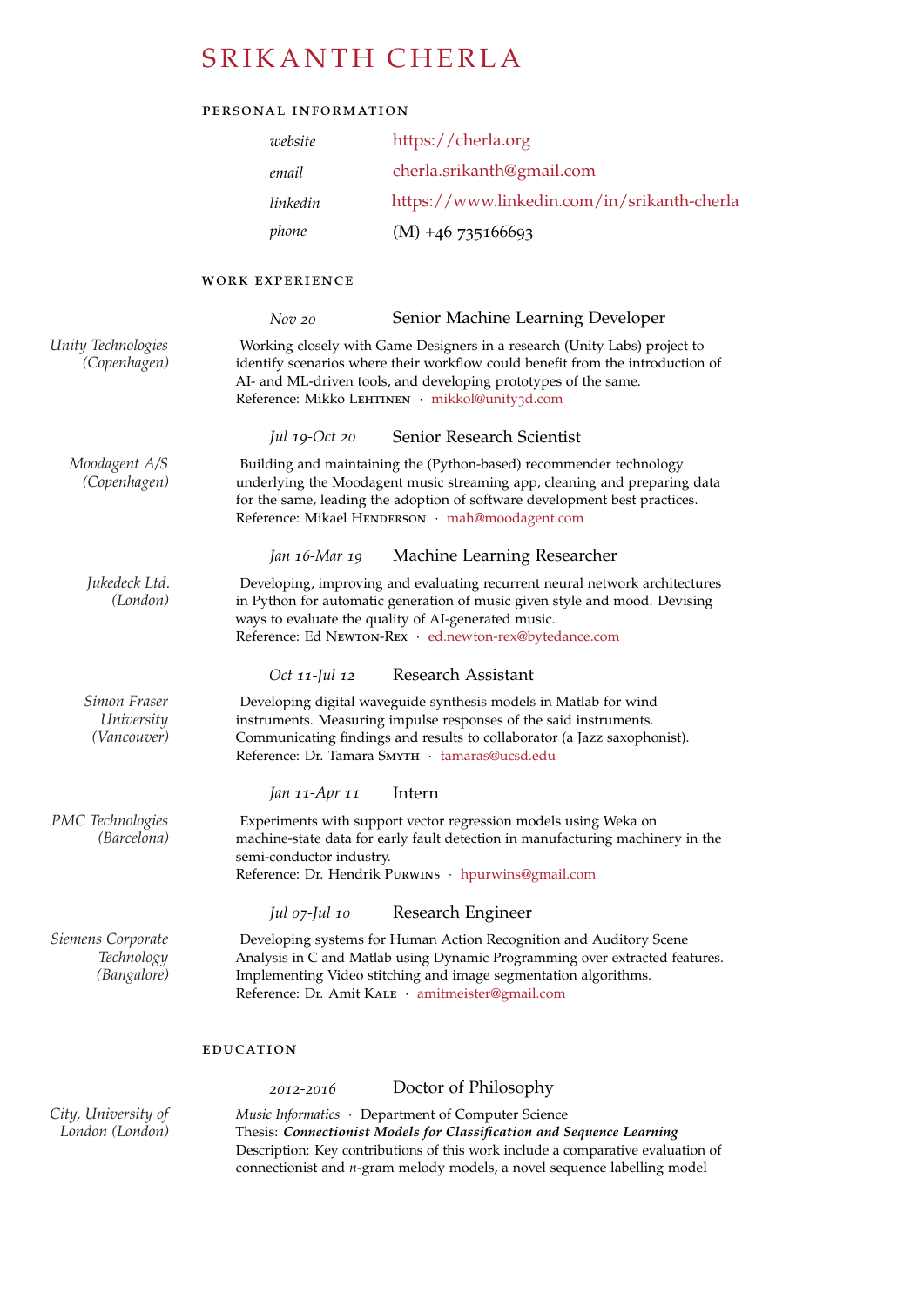# SRIKANTH CHERLA

## PERSONAL INFORMATION

| | |
|---|---|
| *website* | https://cherla.org |
| *email* | cherla.srikanth@gmail.com |
| *linkedin* | https://www.linkedin.com/in/srikanth-cherla |
| *phone* | (M) +46 735166693 |

## WORK EXPERIENCE

### *Nov 20-* Senior Machine Learning Developer

*Unity Technologies (Copenhagen)*

Working closely with Game Designers in a research (Unity Labs) project to identify scenarios where their workflow could benefit from the introduction of AI- and ML-driven tools, and developing prototypes of the same.
Reference: Mikko Lehtinen · mikkol@unity3d.com

### *Jul 19-Oct 20* Senior Research Scientist

*Moodagent A/S (Copenhagen)*

Building and maintaining the (Python-based) recommender technology underlying the Moodagent music streaming app, cleaning and preparing data for the same, leading the adoption of software development best practices.
Reference: Mikael Henderson · mah@moodagent.com

### *Jan 16-Mar 19* Machine Learning Researcher

*Jukedeck Ltd. (London)*

Developing, improving and evaluating recurrent neural network architectures in Python for automatic generation of music given style and mood. Devising ways to evaluate the quality of AI-generated music.
Reference: Ed Newton-Rex · ed.newton-rex@bytedance.com

### *Oct 11-Jul 12* Research Assistant

*Simon Fraser University (Vancouver)*

Developing digital waveguide synthesis models in Matlab for wind instruments. Measuring impulse responses of the said instruments. Communicating findings and results to collaborator (a Jazz saxophonist).
Reference: Dr. Tamara Smyth · tamaras@ucsd.edu

### *Jan 11-Apr 11* Intern

*PMC Technologies (Barcelona)*

Experiments with support vector regression models using Weka on machine-state data for early fault detection in manufacturing machinery in the semi-conductor industry.
Reference: Dr. Hendrik Purwins · hpurwins@gmail.com

### *Jul 07-Jul 10* Research Engineer

*Siemens Corporate Technology (Bangalore)*

Developing systems for Human Action Recognition and Auditory Scene Analysis in C and Matlab using Dynamic Programming over extracted features. Implementing Video stitching and image segmentation algorithms.
Reference: Dr. Amit Kale · amitmeister@gmail.com

## EDUCATION

### *2012-2016* Doctor of Philosophy

*City, University of London (London)*

*Music Informatics* · Department of Computer Science
Thesis: ***Connectionist Models for Classification and Sequence Learning***
Description: Key contributions of this work include a comparative evaluation of connectionist and $n$-gram melody models, a novel sequence labelling model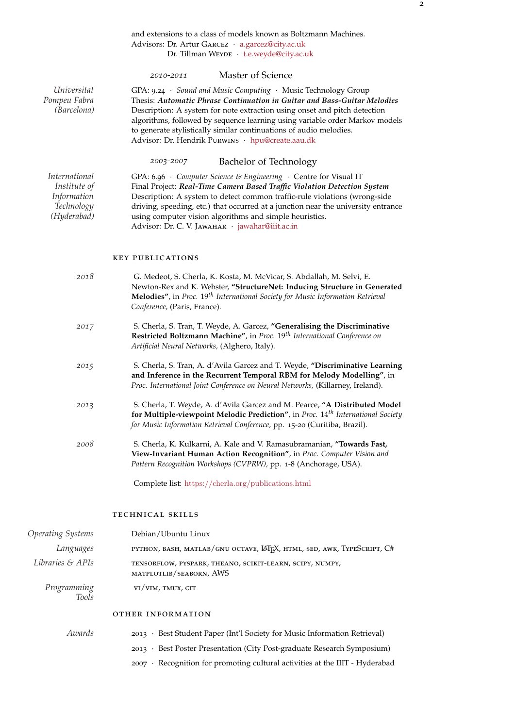and extensions to a class of models known as Boltzmann Machines.
Advisors: Dr. Artur Garcez · a.garcez@city.ac.uk
Dr. Tillman Weyde · t.e.weyde@city.ac.uk

### *2010-2011* Master of Science

*Universitat Pompeu Fabra (Barcelona)*

GPA: 9.24 · *Sound and Music Computing* · Music Technology Group
Thesis: ***Automatic Phrase Continuation in Guitar and Bass-Guitar Melodies***
Description: A system for note extraction using onset and pitch detection algorithms, followed by sequence learning using variable order Markov models to generate stylistically similar continuations of audio melodies.
Advisor: Dr. Hendrik Purwins · hpu@create.aau.dk

### *2003-2007* Bachelor of Technology

*International Institute of Information Technology (Hyderabad)*

GPA: 6.96 · *Computer Science & Engineering* · Centre for Visual IT
Final Project: ***Real-Time Camera Based Traffic Violation Detection System***
Description: A system to detect common traffic-rule violations (wrong-side driving, speeding, etc.) that occurred at a junction near the university entrance using computer vision algorithms and simple heuristics.
Advisor: Dr. C. V. Jawahar · jawahar@iiit.ac.in

## KEY PUBLICATIONS

*2018* G. Medeot, S. Cherla, K. Kosta, M. McVicar, S. Abdallah, M. Selvi, E. Newton-Rex and K. Webster, **"StructureNet: Inducing Structure in Generated Melodies"**, in *Proc.* 19$^{th}$ *International Society for Music Information Retrieval Conference,* (Paris, France).

*2017* S. Cherla, S. Tran, T. Weyde, A. Garcez, **"Generalising the Discriminative Restricted Boltzmann Machine"**, in *Proc.* 19$^{th}$ *International Conference on Artificial Neural Networks,* (Alghero, Italy).

*2015* S. Cherla, S. Tran, A. d'Avila Garcez and T. Weyde, **"Discriminative Learning and Inference in the Recurrent Temporal RBM for Melody Modelling"**, in *Proc. International Joint Conference on Neural Networks,* (Killarney, Ireland).

*2013* S. Cherla, T. Weyde, A. d'Avila Garcez and M. Pearce, **"A Distributed Model for Multiple-viewpoint Melodic Prediction"**, in *Proc.* 14$^{th}$ *International Society for Music Information Retrieval Conference,* pp. 15-20 (Curitiba, Brazil).

*2008* S. Cherla, K. Kulkarni, A. Kale and V. Ramasubramanian, **"Towards Fast, View-Invariant Human Action Recognition"**, in *Proc. Computer Vision and Pattern Recognition Workshops (CVPRW),* pp. 1-8 (Anchorage, USA).

Complete list: https://cherla.org/publications.html

## TECHNICAL SKILLS

*Operating Systems* Debian/Ubuntu Linux

*Languages* python, bash, matlab/gnu octave, LaTeX, html, sed, awk, TypeScript, C#

*Libraries & APIs* tensorflow, pyspark, theano, scikit-learn, scipy, numpy, matplotlib/seaborn, AWS

*Programming Tools* vi/vim, tmux, git

## OTHER INFORMATION

*Awards*

2013 · Best Student Paper (Int'l Society for Music Information Retrieval)

2013 · Best Poster Presentation (City Post-graduate Research Symposium)

2007 · Recognition for promoting cultural activities at the IIIT - Hyderabad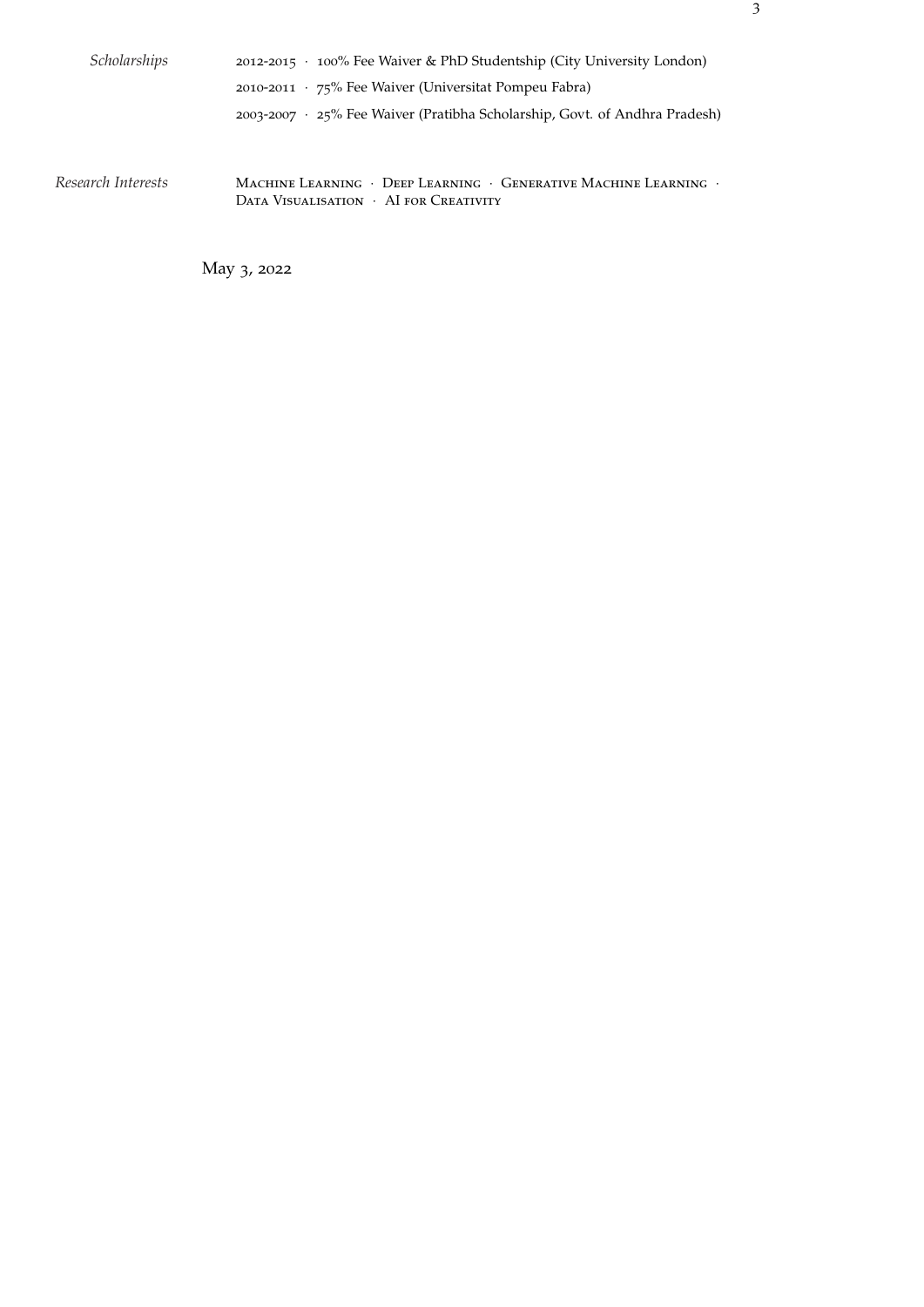*Scholarships*

2012-2015 · 100% Fee Waiver & PhD Studentship (City University London)

2010-2011 · 75% Fee Waiver (Universitat Pompeu Fabra)

2003-2007 · 25% Fee Waiver (Pratibha Scholarship, Govt. of Andhra Pradesh)

*Research Interests*

Machine Learning · Deep Learning · Generative Machine Learning · Data Visualisation · AI for Creativity

May 3, 2022